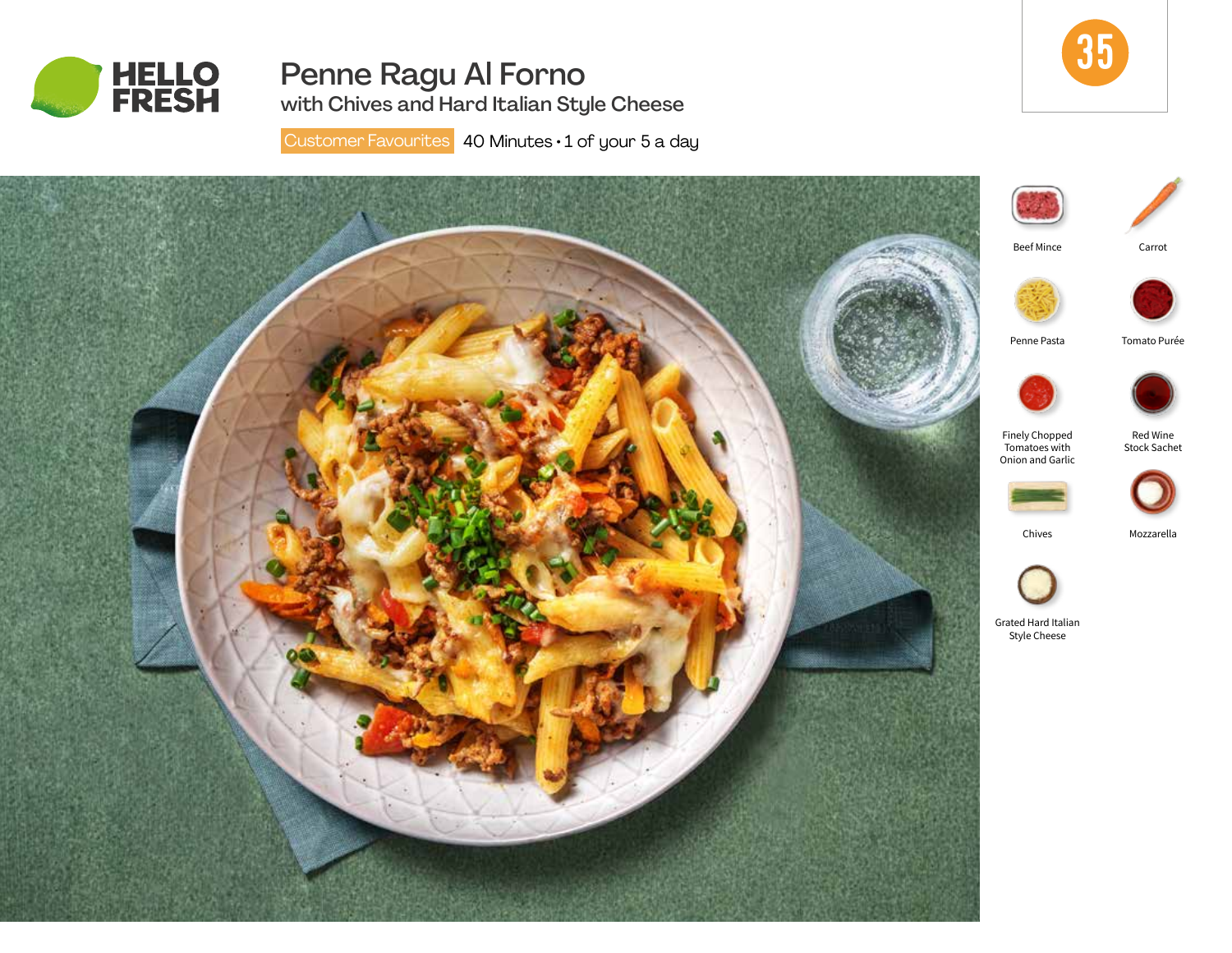HELLO FRESH

# Penne Ragu Al Forno

## with Chives and Hard Italian Style Cheese

Customer Favourites 40 Minutes • 1 of your 5 a day

35

- Beef Mince
- Carrot
- Penne Pasta
- Tomato Purée
- Finely Chopped Tomatoes with Onion and Garlic
- Red Wine Stock Sachet
- Chives
- Mozzarella
- Grated Hard Italian Style Cheese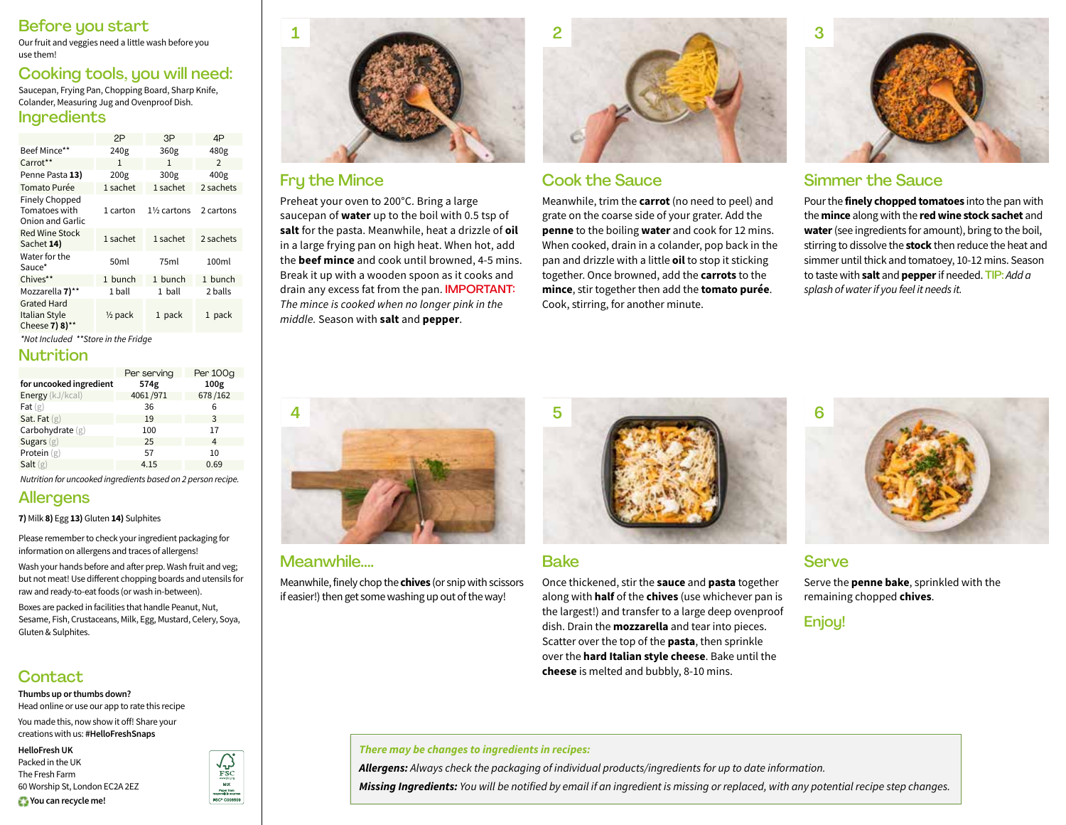## Before you start

Our fruit and veggies need a little wash before you use them!

## Cooking tools, you will need:

Saucepan, Frying Pan, Chopping Board, Sharp Knife, Colander, Measuring Jug and Ovenproof Dish.

## Ingredients

| | 2P | 3P | 4P |
|---|---|---|---|
| Beef Mince** | 240g | 360g | 480g |
| Carrot** | 1 | 1 | 2 |
| Penne Pasta **13)** | 200g | 300g | 400g |
| Tomato Purée | 1 sachet | 1 sachet | 2 sachets |
| Finely Chopped Tomatoes with Onion and Garlic | 1 carton | 1½ cartons | 2 cartons |
| Red Wine Stock Sachet **14)** | 1 sachet | 1 sachet | 2 sachets |
| Water for the Sauce* | 50ml | 75ml | 100ml |
| Chives** | 1 bunch | 1 bunch | 1 bunch |
| Mozzarella **7)**** | 1 ball | 1 ball | 2 balls |
| Grated Hard Italian Style Cheese **7) 8)**** | ½ pack | 1 pack | 1 pack |

*Not Included **Store in the Fridge*

## Nutrition

| | Per serving | Per 100g |
|---|---|---|
| **for uncooked ingredient** | **574g** | **100g** |
| Energy (kJ/kcal) | 4061 /971 | 678 /162 |
| Fat (g) | 36 | 6 |
| Sat. Fat (g) | 19 | 3 |
| Carbohydrate (g) | 100 | 17 |
| Sugars (g) | 25 | 4 |
| Protein (g) | 57 | 10 |
| Salt (g) | 4.15 | 0.69 |

*Nutrition for uncooked ingredients based on 2 person recipe.*

## Allergens

**7)** Milk **8)** Egg **13)** Gluten **14)** Sulphites

Please remember to check your ingredient packaging for information on allergens and traces of allergens!

Wash your hands before and after prep. Wash fruit and veg; but not meat! Use different chopping boards and utensils for raw and ready-to-eat foods (or wash in-between).

Boxes are packed in facilities that handle Peanut, Nut, Sesame, Fish, Crustaceans, Milk, Egg, Mustard, Celery, Soya, Gluten & Sulphites.

## Contact

**Thumbs up or thumbs down?**
Head online or use our app to rate this recipe

You made this, now show it off! Share your creations with us: **#HelloFreshSnaps**

**HelloFresh UK**
Packed in the UK
The Fresh Farm
60 Worship St, London EC2A 2EZ

**You can recycle me!**

### 1 Fry the Mince

Preheat your oven to 200°C. Bring a large saucepan of **water** up to the boil with 0.5 tsp of **salt** for the pasta. Meanwhile, heat a drizzle of **oil** in a large frying pan on high heat. When hot, add the **beef mince** and cook until browned, 4-5 mins. Break it up with a wooden spoon as it cooks and drain any excess fat from the pan. **IMPORTANT:** *The mince is cooked when no longer pink in the middle.* Season with **salt** and **pepper**.

### 2 Cook the Sauce

Meanwhile, trim the **carrot** (no need to peel) and grate on the coarse side of your grater. Add the **penne** to the boiling **water** and cook for 12 mins. When cooked, drain in a colander, pop back in the pan and drizzle with a little **oil** to stop it sticking together. Once browned, add the **carrots** to the **mince**, stir together then add the **tomato purée**. Cook, stirring, for another minute.

### 3 Simmer the Sauce

Pour the **finely chopped tomatoes** into the pan with the **mince** along with the **red wine stock sachet** and **water** (see ingredients for amount), bring to the boil, stirring to dissolve the **stock** then reduce the heat and simmer until thick and tomatoey, 10-12 mins. Season to taste with **salt** and **pepper** if needed. **TIP:** *Add a splash of water if you feel it needs it.*

### 4 Meanwhile....

Meanwhile, finely chop the **chives** (or snip with scissors if easier!) then get some washing up out of the way!

### 5 Bake

Once thickened, stir the **sauce** and **pasta** together along with **half** of the **chives** (use whichever pan is the largest!) and transfer to a large deep ovenproof dish. Drain the **mozzarella** and tear into pieces. Scatter over the top of the **pasta**, then sprinkle over the **hard Italian style cheese**. Bake until the **cheese** is melted and bubbly, 8-10 mins.

### 6 Serve

Serve the **penne bake**, sprinkled with the remaining chopped **chives**.

**Enjoy!**

***There may be changes to ingredients in recipes:***

***Allergens:*** *Always check the packaging of individual products/ingredients for up to date information.*

***Missing Ingredients:*** *You will be notified by email if an ingredient is missing or replaced, with any potential recipe step changes.*